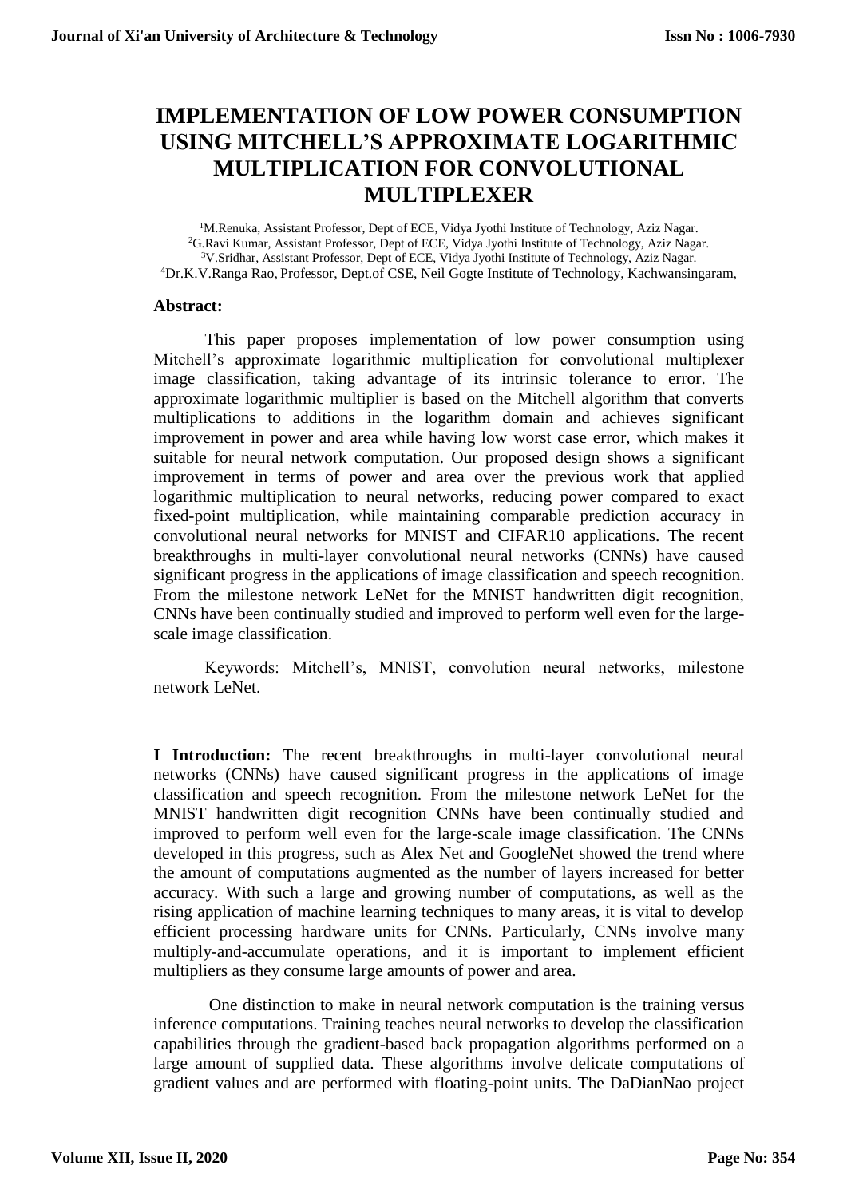# IMPLEMENTATION OF LOW POWER CONSUMPTION USING MITCHELL'S APPROXIMATE LOGARITHMIC MULTIPLICATION FOR CONVOLUTIONAL MULTIPLEXER

[1]M.Renuka, Assistant Professor, Dept of ECE, Vidya Jyothi Institute of Technology, Aziz Nagar.
[2]G.Ravi Kumar, Assistant Professor, Dept of ECE, Vidya Jyothi Institute of Technology, Aziz Nagar.
[3]V.Sridhar, Assistant Professor, Dept of ECE, Vidya Jyothi Institute of Technology, Aziz Nagar.
[4]Dr.K.V.Ranga Rao, Professor, Dept.of CSE, Neil Gogte Institute of Technology, Kachwansingaram,

**Abstract:**

This paper proposes implementation of low power consumption using Mitchell's approximate logarithmic multiplication for convolutional multiplexer image classification, taking advantage of its intrinsic tolerance to error. The approximate logarithmic multiplier is based on the Mitchell algorithm that converts multiplications to additions in the logarithm domain and achieves significant improvement in power and area while having low worst case error, which makes it suitable for neural network computation. Our proposed design shows a significant improvement in terms of power and area over the previous work that applied logarithmic multiplication to neural networks, reducing power compared to exact fixed-point multiplication, while maintaining comparable prediction accuracy in convolutional neural networks for MNIST and CIFAR10 applications. The recent breakthroughs in multi-layer convolutional neural networks (CNNs) have caused significant progress in the applications of image classification and speech recognition. From the milestone network LeNet for the MNIST handwritten digit recognition, CNNs have been continually studied and improved to perform well even for the large-scale image classification.

Keywords: Mitchell's, MNIST, convolution neural networks, milestone network LeNet.

**I Introduction:** The recent breakthroughs in multi-layer convolutional neural networks (CNNs) have caused significant progress in the applications of image classification and speech recognition. From the milestone network LeNet for the MNIST handwritten digit recognition CNNs have been continually studied and improved to perform well even for the large-scale image classification. The CNNs developed in this progress, such as Alex Net and GoogleNet showed the trend where the amount of computations augmented as the number of layers increased for better accuracy. With such a large and growing number of computations, as well as the rising application of machine learning techniques to many areas, it is vital to develop efficient processing hardware units for CNNs. Particularly, CNNs involve many multiply-and-accumulate operations, and it is important to implement efficient multipliers as they consume large amounts of power and area.

One distinction to make in neural network computation is the training versus inference computations. Training teaches neural networks to develop the classification capabilities through the gradient-based back propagation algorithms performed on a large amount of supplied data. These algorithms involve delicate computations of gradient values and are performed with floating-point units. The DaDianNao project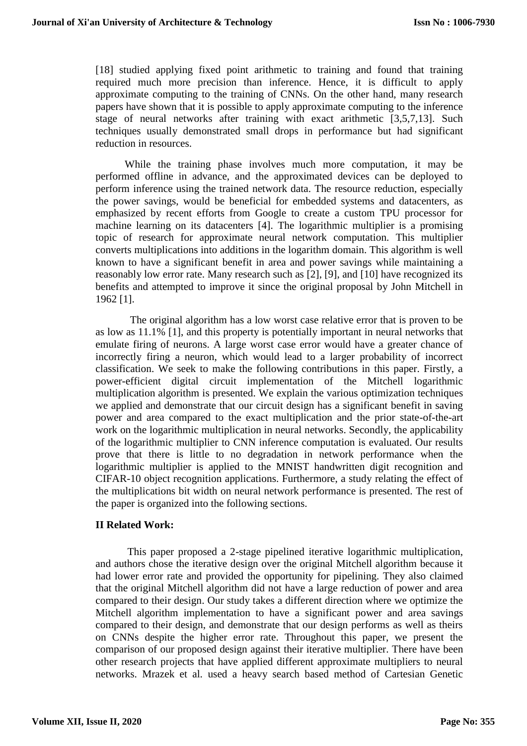[18] studied applying fixed point arithmetic to training and found that training required much more precision than inference. Hence, it is difficult to apply approximate computing to the training of CNNs. On the other hand, many research papers have shown that it is possible to apply approximate computing to the inference stage of neural networks after training with exact arithmetic [3,5,7,13]. Such techniques usually demonstrated small drops in performance but had significant reduction in resources.

While the training phase involves much more computation, it may be performed offline in advance, and the approximated devices can be deployed to perform inference using the trained network data. The resource reduction, especially the power savings, would be beneficial for embedded systems and datacenters, as emphasized by recent efforts from Google to create a custom TPU processor for machine learning on its datacenters [4]. The logarithmic multiplier is a promising topic of research for approximate neural network computation. This multiplier converts multiplications into additions in the logarithm domain. This algorithm is well known to have a significant benefit in area and power savings while maintaining a reasonably low error rate. Many research such as [2], [9], and [10] have recognized its benefits and attempted to improve it since the original proposal by John Mitchell in 1962 [1].

The original algorithm has a low worst case relative error that is proven to be as low as 11.1% [1], and this property is potentially important in neural networks that emulate firing of neurons. A large worst case error would have a greater chance of incorrectly firing a neuron, which would lead to a larger probability of incorrect classification. We seek to make the following contributions in this paper. Firstly, a power-efficient digital circuit implementation of the Mitchell logarithmic multiplication algorithm is presented. We explain the various optimization techniques we applied and demonstrate that our circuit design has a significant benefit in saving power and area compared to the exact multiplication and the prior state-of-the-art work on the logarithmic multiplication in neural networks. Secondly, the applicability of the logarithmic multiplier to CNN inference computation is evaluated. Our results prove that there is little to no degradation in network performance when the logarithmic multiplier is applied to the MNIST handwritten digit recognition and CIFAR-10 object recognition applications. Furthermore, a study relating the effect of the multiplications bit width on neural network performance is presented. The rest of the paper is organized into the following sections.

## II Related Work:

This paper proposed a 2-stage pipelined iterative logarithmic multiplication, and authors chose the iterative design over the original Mitchell algorithm because it had lower error rate and provided the opportunity for pipelining. They also claimed that the original Mitchell algorithm did not have a large reduction of power and area compared to their design. Our study takes a different direction where we optimize the Mitchell algorithm implementation to have a significant power and area savings compared to their design, and demonstrate that our design performs as well as theirs on CNNs despite the higher error rate. Throughout this paper, we present the comparison of our proposed design against their iterative multiplier. There have been other research projects that have applied different approximate multipliers to neural networks. Mrazek et al. used a heavy search based method of Cartesian Genetic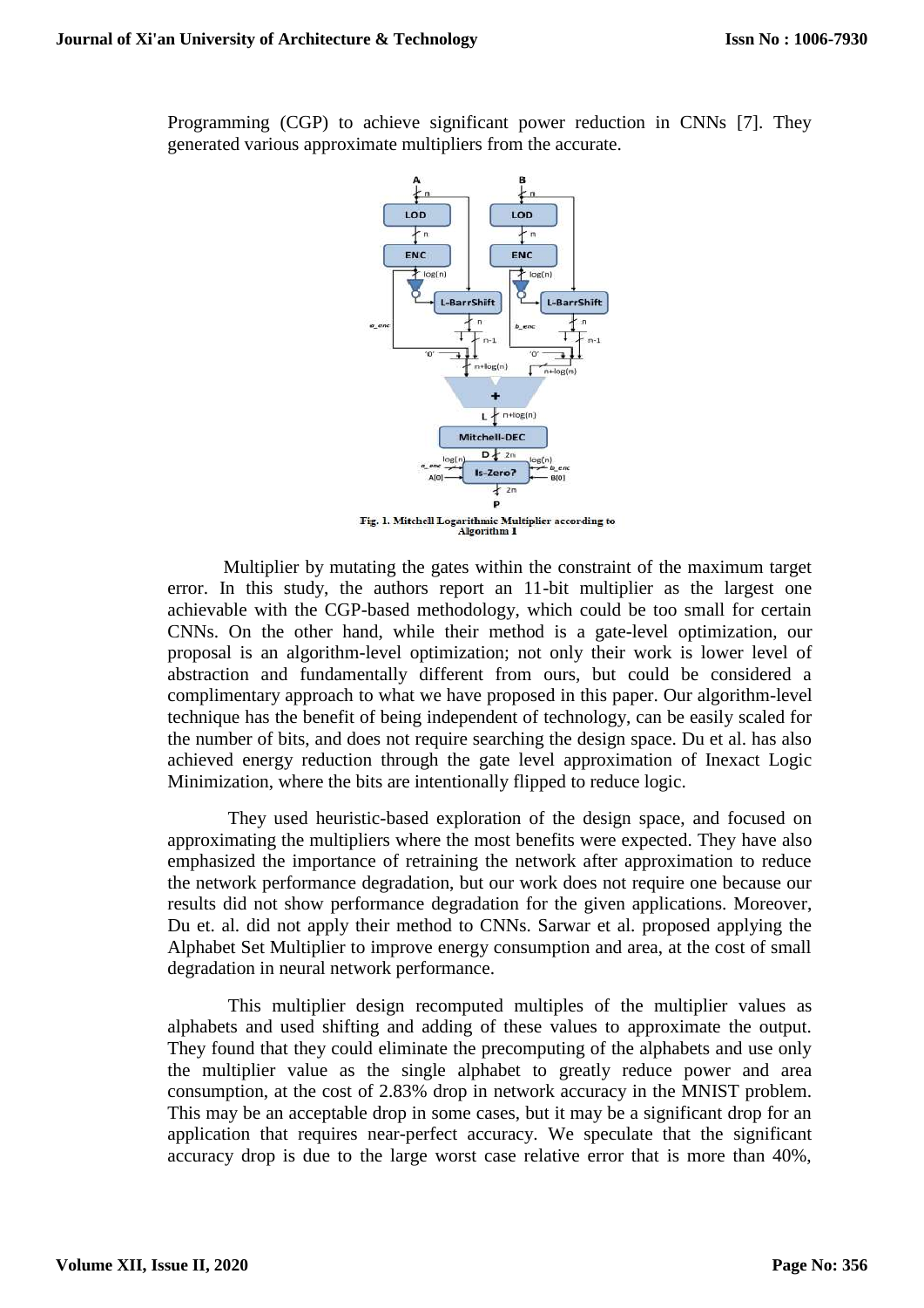Programming (CGP) to achieve significant power reduction in CNNs [7]. They generated various approximate multipliers from the accurate.

Fig. 1. Mitchell Logarithmic Multiplier according to Algorithm 1

Multiplier by mutating the gates within the constraint of the maximum target error. In this study, the authors report an 11-bit multiplier as the largest one achievable with the CGP-based methodology, which could be too small for certain CNNs. On the other hand, while their method is a gate-level optimization, our proposal is an algorithm-level optimization; not only their work is lower level of abstraction and fundamentally different from ours, but could be considered a complimentary approach to what we have proposed in this paper. Our algorithm-level technique has the benefit of being independent of technology, can be easily scaled for the number of bits, and does not require searching the design space. Du et al. has also achieved energy reduction through the gate level approximation of Inexact Logic Minimization, where the bits are intentionally flipped to reduce logic.

They used heuristic-based exploration of the design space, and focused on approximating the multipliers where the most benefits were expected. They have also emphasized the importance of retraining the network after approximation to reduce the network performance degradation, but our work does not require one because our results did not show performance degradation for the given applications. Moreover, Du et. al. did not apply their method to CNNs. Sarwar et al. proposed applying the Alphabet Set Multiplier to improve energy consumption and area, at the cost of small degradation in neural network performance.

This multiplier design recomputed multiples of the multiplier values as alphabets and used shifting and adding of these values to approximate the output. They found that they could eliminate the precomputing of the alphabets and use only the multiplier value as the single alphabet to greatly reduce power and area consumption, at the cost of 2.83% drop in network accuracy in the MNIST problem. This may be an acceptable drop in some cases, but it may be a significant drop for an application that requires near-perfect accuracy. We speculate that the significant accuracy drop is due to the large worst case relative error that is more than 40%,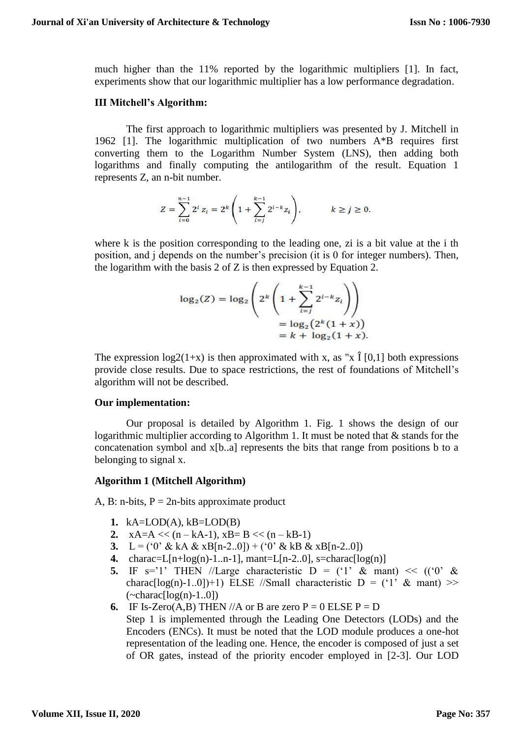much higher than the 11% reported by the logarithmic multipliers [1]. In fact, experiments show that our logarithmic multiplier has a low performance degradation.

### III Mitchell's Algorithm:

The first approach to logarithmic multipliers was presented by J. Mitchell in 1962 [1]. The logarithmic multiplication of two numbers A*B requires first converting them to the Logarithm Number System (LNS), then adding both logarithms and finally computing the antilogarithm of the result. Equation 1 represents Z, an n-bit number.

$$Z = \sum_{i=0}^{n-1} 2^i z_i = 2^k \left( 1 + \sum_{i=j}^{k-1} 2^{i-k} z_i \right), \qquad k \geq j \geq 0.$$

where k is the position corresponding to the leading one, zi is a bit value at the i th position, and j depends on the number's precision (it is 0 for integer numbers). Then, the logarithm with the basis 2 of Z is then expressed by Equation 2.

$$\log_2(Z) = \log_2 \left( 2^k \left( 1 + \sum_{i=j}^{k-1} 2^{i-k} z_i \right) \right) = \log_2\left(2^k(1+x)\right) = k + \log_2(1+x).$$

The expression log2(1+x) is then approximated with x, as "x Î [0,1] both expressions provide close results. Due to space restrictions, the rest of foundations of Mitchell's algorithm will not be described.

### Our implementation:

Our proposal is detailed by Algorithm 1. Fig. 1 shows the design of our logarithmic multiplier according to Algorithm 1. It must be noted that & stands for the concatenation symbol and x[b..a] represents the bits that range from positions b to a belonging to signal x.

### Algorithm 1 (Mitchell Algorithm)

A, B: n-bits, P = 2n-bits approximate product

1. kA=LOD(A), kB=LOD(B)
2. xA=A << (n – kA-1), xB= B << (n – kB-1)
3. L = ('0' & kA & xB[n-2..0]) + ('0' & kB & xB[n-2..0])
4. charac=L[n+log(n)-1..n-1], mant=L[n-2..0], s=charac[log(n)]
5. IF s='1' THEN //Large characteristic D = ('1' & mant) << (('0' & charac[log(n)-1..0])+1) ELSE //Small characteristic D = ('1' & mant) >> (~charac[log(n)-1..0])
6. IF Is-Zero(A,B) THEN //A or B are zero P = 0 ELSE P = D
   Step 1 is implemented through the Leading One Detectors (LODs) and the Encoders (ENCs). It must be noted that the LOD module produces a one-hot representation of the leading one. Hence, the encoder is composed of just a set of OR gates, instead of the priority encoder employed in [2-3]. Our LOD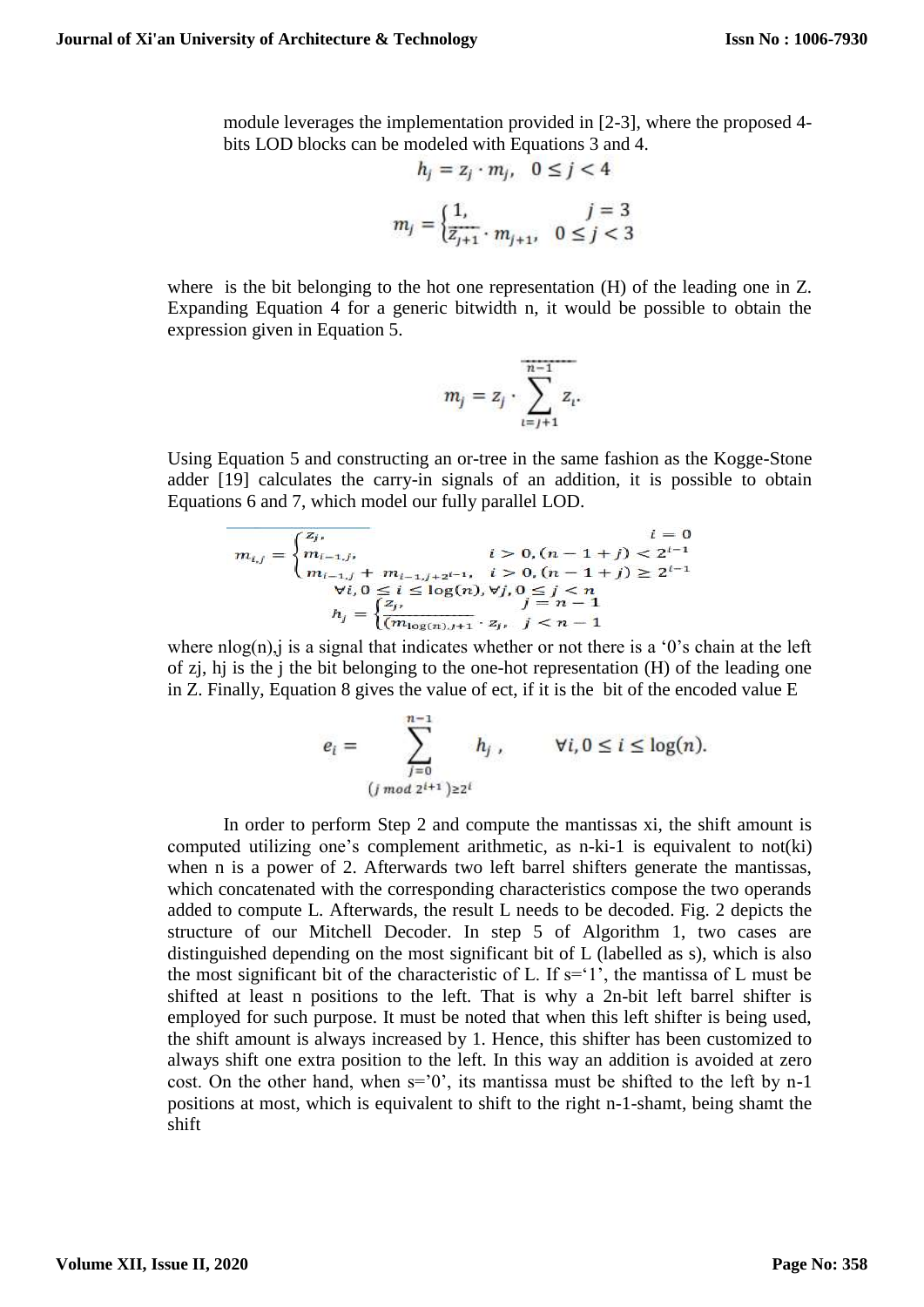module leverages the implementation provided in [2-3], where the proposed 4-bits LOD blocks can be modeled with Equations 3 and 4.

$$h_j = z_j \cdot m_j, \quad 0 \le j < 4$$

$$m_j = \begin{cases} 1, & j = 3 \\ \overline{z_{j+1}} \cdot m_{j+1}, & 0 \le j < 3 \end{cases}$$

where is the bit belonging to the hot one representation (H) of the leading one in Z. Expanding Equation 4 for a generic bitwidth n, it would be possible to obtain the expression given in Equation 5.

$$m_j = z_j \cdot \overline{\sum_{i=j+1}^{n-1} z_i}.$$

Using Equation 5 and constructing an or-tree in the same fashion as the Kogge-Stone adder [19] calculates the carry-in signals of an addition, it is possible to obtain Equations 6 and 7, which model our fully parallel LOD.

$$m_{i,j} = \begin{cases} z_j, & i = 0 \\ m_{i-1,j}, & i > 0, (n-1+j) < 2^{i-1} \\ m_{i-1,j} + m_{i-1,j+2^{i-1}}, & i > 0, (n-1+j) \ge 2^{i-1} \end{cases}$$
$$\forall i, 0 \le i \le \log(n), \forall j, 0 \le j < n$$

$$h_j = \begin{cases} z_j, & j = n-1 \\ \overline{(m_{\log(n),j+1}} \cdot z_j, & j < n-1 \end{cases}$$

where nlog(n),j is a signal that indicates whether or not there is a '0's chain at the left of zj, hj is the j the bit belonging to the one-hot representation (H) of the leading one in Z. Finally, Equation 8 gives the value of ect, if it is the bit of the encoded value E

$$e_i = \sum_{\substack{j=0 \\ (j \bmod 2^{i+1}) \ge 2^i}}^{n-1} h_j, \qquad \forall i, 0 \le i \le \log(n).$$

In order to perform Step 2 and compute the mantissas xi, the shift amount is computed utilizing one's complement arithmetic, as n-ki-1 is equivalent to not(ki) when n is a power of 2. Afterwards two left barrel shifters generate the mantissas, which concatenated with the corresponding characteristics compose the two operands added to compute L. Afterwards, the result L needs to be decoded. Fig. 2 depicts the structure of our Mitchell Decoder. In step 5 of Algorithm 1, two cases are distinguished depending on the most significant bit of L (labelled as s), which is also the most significant bit of the characteristic of L. If s='1', the mantissa of L must be shifted at least n positions to the left. That is why a 2n-bit left barrel shifter is employed for such purpose. It must be noted that when this left shifter is being used, the shift amount is always increased by 1. Hence, this shifter has been customized to always shift one extra position to the left. In this way an addition is avoided at zero cost. On the other hand, when s='0', its mantissa must be shifted to the left by n-1 positions at most, which is equivalent to shift to the right n-1-shamt, being shamt the shift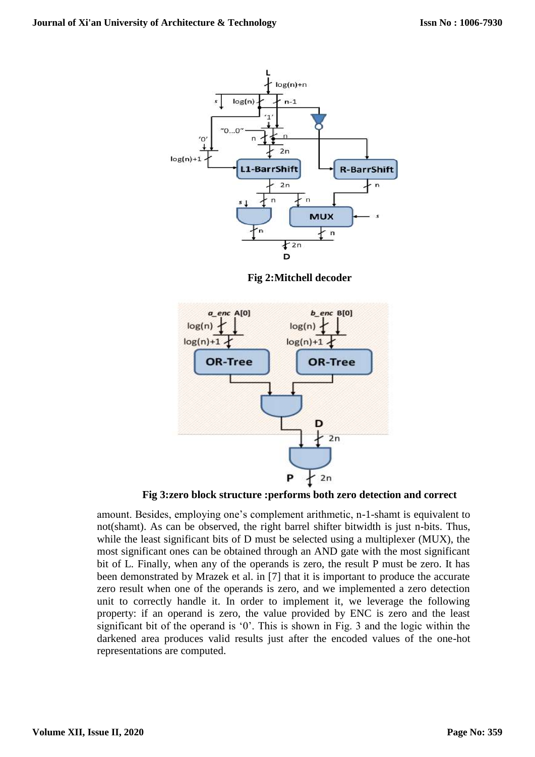Fig 2:Mitchell decoder

Fig 3:zero block structure :performs both zero detection and correct

amount. Besides, employing one's complement arithmetic, n-1-shamt is equivalent to not(shamt). As can be observed, the right barrel shifter bitwidth is just n-bits. Thus, while the least significant bits of D must be selected using a multiplexer (MUX), the most significant ones can be obtained through an AND gate with the most significant bit of L. Finally, when any of the operands is zero, the result P must be zero. It has been demonstrated by Mrazek et al. in [7] that it is important to produce the accurate zero result when one of the operands is zero, and we implemented a zero detection unit to correctly handle it. In order to implement it, we leverage the following property: if an operand is zero, the value provided by ENC is zero and the least significant bit of the operand is '0'. This is shown in Fig. 3 and the logic within the darkened area produces valid results just after the encoded values of the one-hot representations are computed.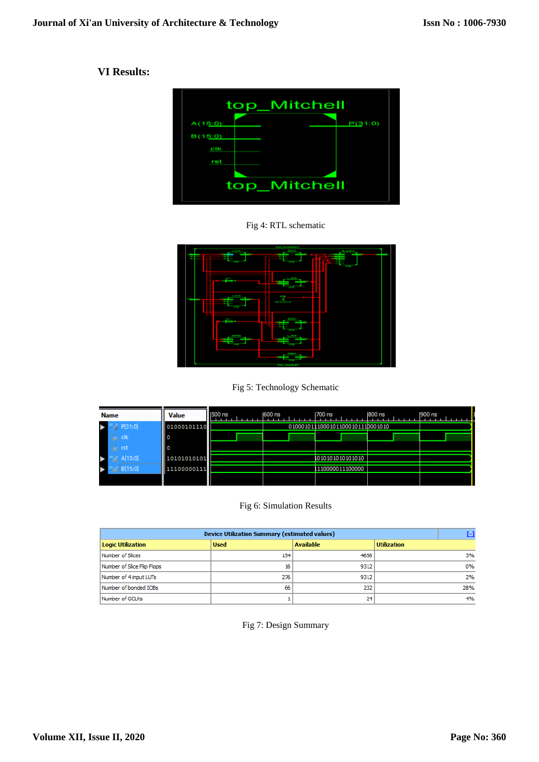## VI Results:

Fig 4: RTL schematic

Fig 5: Technology Schematic

Fig 6: Simulation Results

| Device Utilization Summary (estimated values) | | | |
|---|---|---|---|
| Logic Utilization | Used | Available | Utilization |
| Number of Slices | 154 | 4656 | 3% |
| Number of Slice Flip Flops | 16 | 9312 | 0% |
| Number of 4 input LUTs | 276 | 9312 | 2% |
| Number of bonded IOBs | 66 | 232 | 28% |
| Number of GCLKs | 1 | 24 | 4% |

Fig 7: Design Summary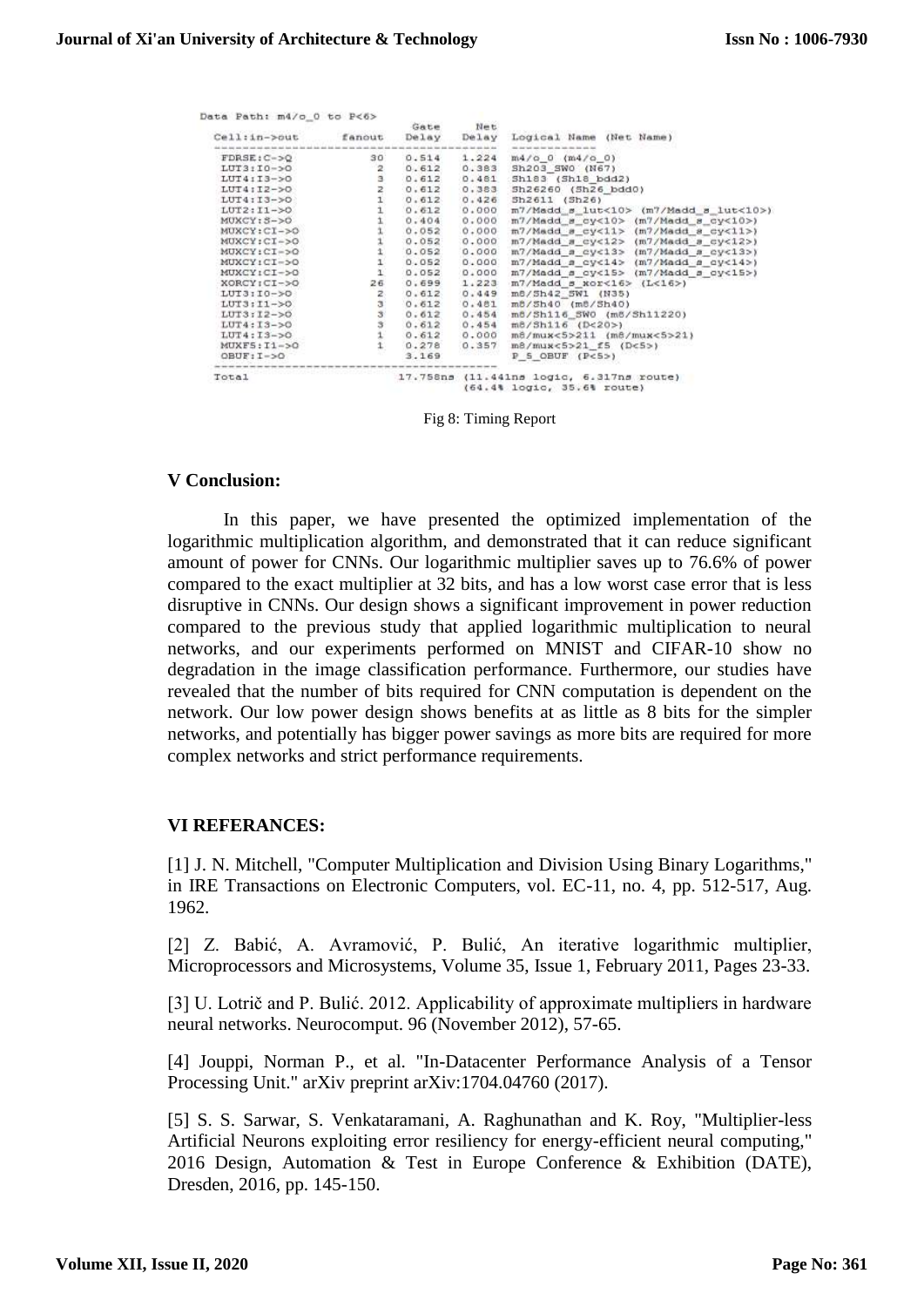```
Data Path: m4/o_0 to P<6>
                                Gate     Net
  Cell:in->out      fanout    Delay    Delay  Logical Name (Net Name)
  ----------------------------------------  ------------
  FDRSE:C->Q           30     0.514    1.224  m4/o_0 (m4/o_0)
  LUT3:I0->O            2     0.612    0.383  Sh203_SW0 (N67)
  LUT4:I3->O            3     0.612    0.481  Sh183 (Sh18_bdd2)
  LUT4:I2->O            2     0.612    0.383  Sh26260 (Sh26_bdd0)
  LUT4:I3->O            1     0.612    0.426  Sh2611 (Sh26)
  LUT2:I1->O            1     0.612    0.000  m7/Madd_s_lut<10> (m7/Madd_s_lut<10>)
  MUXCY:S->O            1     0.404    0.000  m7/Madd_s_cy<10> (m7/Madd_s_cy<10>)
  MUXCY:CI->O           1     0.052    0.000  m7/Madd_s_cy<11> (m7/Madd_s_cy<11>)
  MUXCY:CI->O           1     0.052    0.000  m7/Madd_s_cy<12> (m7/Madd_s_cy<12>)
  MUXCY:CI->O           1     0.052    0.000  m7/Madd_s_cy<13> (m7/Madd_s_cy<13>)
  MUXCY:CI->O           1     0.052    0.000  m7/Madd_s_cy<14> (m7/Madd_s_cy<14>)
  MUXCY:CI->O           1     0.052    0.000  m7/Madd_s_cy<15> (m7/Madd_s_cy<15>)
  XORCY:CI->O          26     0.699    1.223  m7/Madd_s_xor<16> (L<16>)
  LUT3:I0->O            2     0.612    0.449  m8/Sh42_SW1 (N35)
  LUT3:I1->O            3     0.612    0.481  m8/Sh40 (m8/Sh40)
  LUT3:I2->O            3     0.612    0.454  m8/Sh116_SW0 (m8/Sh11220)
  LUT4:I3->O            3     0.612    0.454  m8/Sh116 (D<20>)
  LUT4:I3->O            1     0.612    0.000  m8/mux<5>211 (m8/mux<5>21)
  MUXF5:I1->O           1     0.278    0.357  m8/mux<5>21_f5 (D<5>)
  OBUF:I->O                   3.169           P_5_OBUF (P<5>)
  ----------------------------------------
  Total                      17.758ns (11.441ns logic, 6.317ns route)
                                      (64.4% logic, 35.6% route)
```

Fig 8: Timing Report

## V Conclusion:

In this paper, we have presented the optimized implementation of the logarithmic multiplication algorithm, and demonstrated that it can reduce significant amount of power for CNNs. Our logarithmic multiplier saves up to 76.6% of power compared to the exact multiplier at 32 bits, and has a low worst case error that is less disruptive in CNNs. Our design shows a significant improvement in power reduction compared to the previous study that applied logarithmic multiplication to neural networks, and our experiments performed on MNIST and CIFAR-10 show no degradation in the image classification performance. Furthermore, our studies have revealed that the number of bits required for CNN computation is dependent on the network. Our low power design shows benefits at as little as 8 bits for the simpler networks, and potentially has bigger power savings as more bits are required for more complex networks and strict performance requirements.

## VI REFERANCES:

[1] J. N. Mitchell, "Computer Multiplication and Division Using Binary Logarithms," in IRE Transactions on Electronic Computers, vol. EC-11, no. 4, pp. 512-517, Aug. 1962.

[2] Z. Babić, A. Avramović, P. Bulić, An iterative logarithmic multiplier, Microprocessors and Microsystems, Volume 35, Issue 1, February 2011, Pages 23-33.

[3] U. Lotrič and P. Bulić. 2012. Applicability of approximate multipliers in hardware neural networks. Neurocomput. 96 (November 2012), 57-65.

[4] Jouppi, Norman P., et al. "In-Datacenter Performance Analysis of a Tensor Processing Unit." arXiv preprint arXiv:1704.04760 (2017).

[5] S. S. Sarwar, S. Venkataramani, A. Raghunathan and K. Roy, "Multiplier-less Artificial Neurons exploiting error resiliency for energy-efficient neural computing," 2016 Design, Automation & Test in Europe Conference & Exhibition (DATE), Dresden, 2016, pp. 145-150.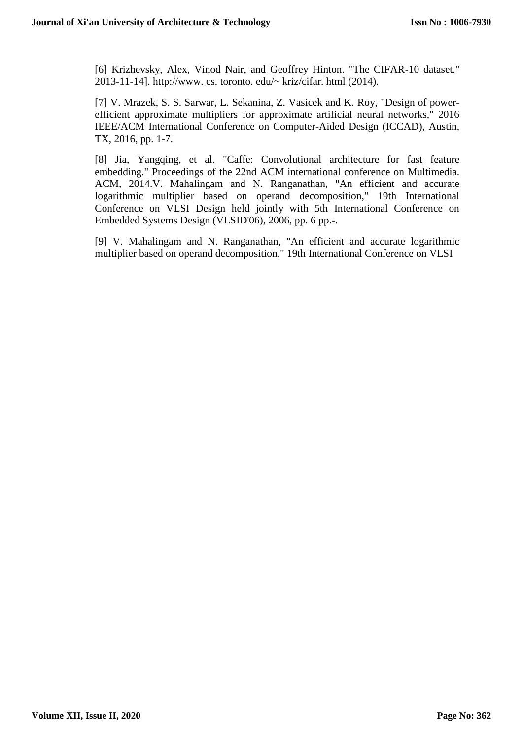[6] Krizhevsky, Alex, Vinod Nair, and Geoffrey Hinton. "The CIFAR-10 dataset." 2013-11-14]. http://www. cs. toronto. edu/~ kriz/cifar. html (2014).

[7] V. Mrazek, S. S. Sarwar, L. Sekanina, Z. Vasicek and K. Roy, "Design of power-efficient approximate multipliers for approximate artificial neural networks," 2016 IEEE/ACM International Conference on Computer-Aided Design (ICCAD), Austin, TX, 2016, pp. 1-7.

[8] Jia, Yangqing, et al. "Caffe: Convolutional architecture for fast feature embedding." Proceedings of the 22nd ACM international conference on Multimedia. ACM, 2014.V. Mahalingam and N. Ranganathan, "An efficient and accurate logarithmic multiplier based on operand decomposition," 19th International Conference on VLSI Design held jointly with 5th International Conference on Embedded Systems Design (VLSID'06), 2006, pp. 6 pp.-.

[9] V. Mahalingam and N. Ranganathan, "An efficient and accurate logarithmic multiplier based on operand decomposition," 19th International Conference on VLSI